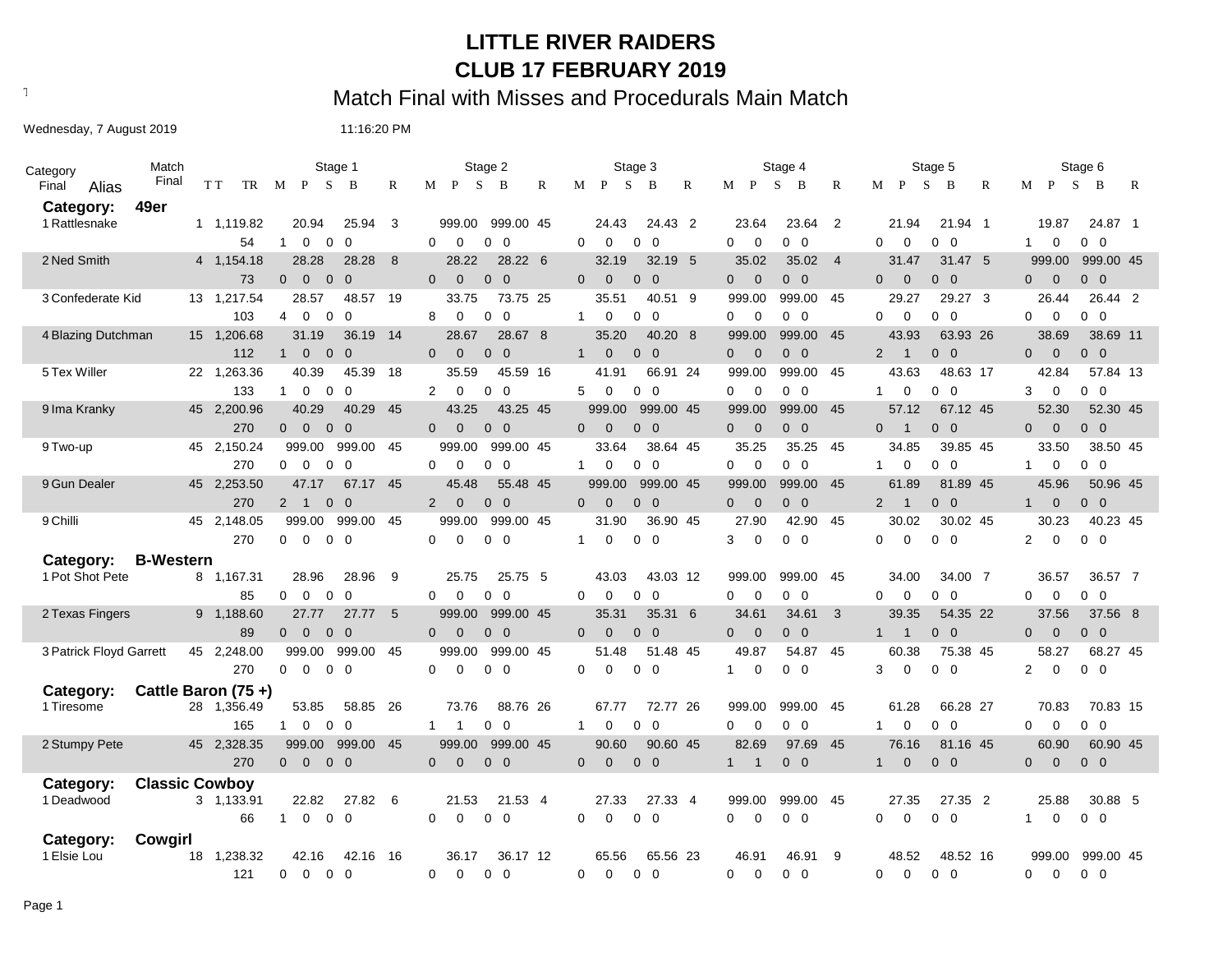# LITTLE RIVER RAIDERS
## CLUB 17 FEBRUARY 2019
### Match Final with Misses and Procedurals Main Match

Wednesday, 7 August 2019 11:16:20 PM

| Category Final | Alias | Match Final TT | TR | Stage 1 M P S B | | R | Stage 2 M P S B | | R | Stage 3 M P S B | | R | Stage 4 M P S B | | R | Stage 5 M P S B | | R | Stage 6 M P S B | | R |
|---|---|---|---|---|---|---|---|---|---|---|---|---|---|---|---|---|---|---|---|---|---|---|---|
| **Category: 49er** | | | | | | | | | | | | | | | | | | | | | | | |
| 1 | Rattlesnake | 1 | 1,119.82 | 20.94 | 25.94 | 3 | 999.00 | 999.00 | 45 | 24.43 | 24.43 | 2 | 23.64 | 23.64 | 2 | 21.94 | 21.94 | 1 | 19.87 | 24.87 | 1 |
| | | | 54 | 1 0 0 0 | | | 0 0 0 0 | | | 0 0 0 0 | | | 0 0 0 0 | | | 0 0 0 0 | | | 1 0 0 0 | | |
| 2 | Ned Smith | 4 | 1,154.18 | 28.28 | 28.28 | 8 | 28.22 | 28.22 | 6 | 32.19 | 32.19 | 5 | 35.02 | 35.02 | 4 | 31.47 | 31.47 | 5 | 999.00 | 999.00 | 45 |
| | | | 73 | 0 0 0 0 | | | 0 0 0 0 | | | 0 0 0 0 | | | 0 0 0 0 | | | 0 0 0 0 | | | 0 0 0 0 | | |
| 3 | Confederate Kid | 13 | 1,217.54 | 28.57 | 48.57 | 19 | 33.75 | 73.75 | 25 | 35.51 | 40.51 | 9 | 999.00 | 999.00 | 45 | 29.27 | 29.27 | 3 | 26.44 | 26.44 | 2 |
| | | | 103 | 4 0 0 0 | | | 8 0 0 0 | | | 1 0 0 0 | | | 0 0 0 0 | | | 0 0 0 0 | | | 0 0 0 0 | | |
| 4 | Blazing Dutchman | 15 | 1,206.68 | 31.19 | 36.19 | 14 | 28.67 | 28.67 | 8 | 35.20 | 40.20 | 8 | 999.00 | 999.00 | 45 | 43.93 | 63.93 | 26 | 38.69 | 38.69 | 11 |
| | | | 112 | 1 0 0 0 | | | 0 0 0 0 | | | 1 0 0 0 | | | 0 0 0 0 | | | 2 1 0 0 | | | 0 0 0 0 | | |
| 5 | Tex Willer | 22 | 1,263.36 | 40.39 | 45.39 | 18 | 35.59 | 45.59 | 16 | 41.91 | 66.91 | 24 | 999.00 | 999.00 | 45 | 43.63 | 48.63 | 17 | 42.84 | 57.84 | 13 |
| | | | 133 | 1 0 0 0 | | | 2 0 0 0 | | | 5 0 0 0 | | | 0 0 0 0 | | | 1 0 0 0 | | | 3 0 0 0 | | |
| 9 | Ima Kranky | 45 | 2,200.96 | 40.29 | 40.29 | 45 | 43.25 | 43.25 | 45 | 999.00 | 999.00 | 45 | 999.00 | 999.00 | 45 | 57.12 | 67.12 | 45 | 52.30 | 52.30 | 45 |
| | | | 270 | 0 0 0 0 | | | 0 0 0 0 | | | 0 0 0 0 | | | 0 0 0 0 | | | 0 1 0 0 | | | 0 0 0 0 | | |
| 9 | Two-up | 45 | 2,150.24 | 999.00 | 999.00 | 45 | 999.00 | 999.00 | 45 | 33.64 | 38.64 | 45 | 35.25 | 35.25 | 45 | 34.85 | 39.85 | 45 | 33.50 | 38.50 | 45 |
| | | | 270 | 0 0 0 0 | | | 0 0 0 0 | | | 1 0 0 0 | | | 0 0 0 0 | | | 1 0 0 0 | | | 1 0 0 0 | | |
| 9 | Gun Dealer | 45 | 2,253.50 | 47.17 | 67.17 | 45 | 45.48 | 55.48 | 45 | 999.00 | 999.00 | 45 | 999.00 | 999.00 | 45 | 61.89 | 81.89 | 45 | 45.96 | 50.96 | 45 |
| | | | 270 | 2 1 0 0 | | | 2 0 0 0 | | | 0 0 0 0 | | | 0 0 0 0 | | | 2 1 0 0 | | | 1 0 0 0 | | |
| 9 | Chilli | 45 | 2,148.05 | 999.00 | 999.00 | 45 | 999.00 | 999.00 | 45 | 31.90 | 36.90 | 45 | 27.90 | 42.90 | 45 | 30.02 | 30.02 | 45 | 30.23 | 40.23 | 45 |
| | | | 270 | 0 0 0 0 | | | 0 0 0 0 | | | 1 0 0 0 | | | 3 0 0 0 | | | 0 0 0 0 | | | 2 0 0 0 | | |
| **Category: B-Western** | | | | | | | | | | | | | | | | | | | | | | | |
| 1 | Pot Shot Pete | 8 | 1,167.31 | 28.96 | 28.96 | 9 | 25.75 | 25.75 | 5 | 43.03 | 43.03 | 12 | 999.00 | 999.00 | 45 | 34.00 | 34.00 | 7 | 36.57 | 36.57 | 7 |
| | | | 85 | 0 0 0 0 | | | 0 0 0 0 | | | 0 0 0 0 | | | 0 0 0 0 | | | 0 0 0 0 | | | 0 0 0 0 | | |
| 2 | Texas Fingers | 9 | 1,188.60 | 27.77 | 27.77 | 5 | 999.00 | 999.00 | 45 | 35.31 | 35.31 | 6 | 34.61 | 34.61 | 3 | 39.35 | 54.35 | 22 | 37.56 | 37.56 | 8 |
| | | | 89 | 0 0 0 0 | | | 0 0 0 0 | | | 0 0 0 0 | | | 0 0 0 0 | | | 1 1 0 0 | | | 0 0 0 0 | | |
| 3 | Patrick Floyd Garrett | 45 | 2,248.00 | 999.00 | 999.00 | 45 | 999.00 | 999.00 | 45 | 51.48 | 51.48 | 45 | 49.87 | 54.87 | 45 | 60.38 | 75.38 | 45 | 58.27 | 68.27 | 45 |
| | | | 270 | 0 0 0 0 | | | 0 0 0 0 | | | 0 0 0 0 | | | 1 0 0 0 | | | 3 0 0 0 | | | 2 0 0 0 | | |
| **Category: Cattle Baron (75 +)** | | | | | | | | | | | | | | | | | | | | | | | |
| 1 | Tiresome | 28 | 1,356.49 | 53.85 | 58.85 | 26 | 73.76 | 88.76 | 26 | 67.77 | 72.77 | 26 | 999.00 | 999.00 | 45 | 61.28 | 66.28 | 27 | 70.83 | 70.83 | 15 |
| | | | 165 | 1 0 0 0 | | | 1 1 0 0 | | | 1 0 0 0 | | | 0 0 0 0 | | | 1 0 0 0 | | | 0 0 0 0 | | |
| 2 | Stumpy Pete | 45 | 2,328.35 | 999.00 | 999.00 | 45 | 999.00 | 999.00 | 45 | 90.60 | 90.60 | 45 | 82.69 | 97.69 | 45 | 76.16 | 81.16 | 45 | 60.90 | 60.90 | 45 |
| | | | 270 | 0 0 0 0 | | | 0 0 0 0 | | | 0 0 0 0 | | | 1 1 0 0 | | | 1 0 0 0 | | | 0 0 0 0 | | |
| **Category: Classic Cowboy** | | | | | | | | | | | | | | | | | | | | | | | |
| 1 | Deadwood | 3 | 1,133.91 | 22.82 | 27.82 | 6 | 21.53 | 21.53 | 4 | 27.33 | 27.33 | 4 | 999.00 | 999.00 | 45 | 27.35 | 27.35 | 2 | 25.88 | 30.88 | 5 |
| | | | 66 | 1 0 0 0 | | | 0 0 0 0 | | | 0 0 0 0 | | | 0 0 0 0 | | | 0 0 0 0 | | | 1 0 0 0 | | |
| **Category: Cowgirl** | | | | | | | | | | | | | | | | | | | | | | | |
| 1 | Elsie Lou | 18 | 1,238.32 | 42.16 | 42.16 | 16 | 36.17 | 36.17 | 12 | 65.56 | 65.56 | 23 | 46.91 | 46.91 | 9 | 48.52 | 48.52 | 16 | 999.00 | 999.00 | 45 |
| | | | 121 | 0 0 0 0 | | | 0 0 0 0 | | | 0 0 0 0 | | | 0 0 0 0 | | | 0 0 0 0 | | | 0 0 0 0 | | |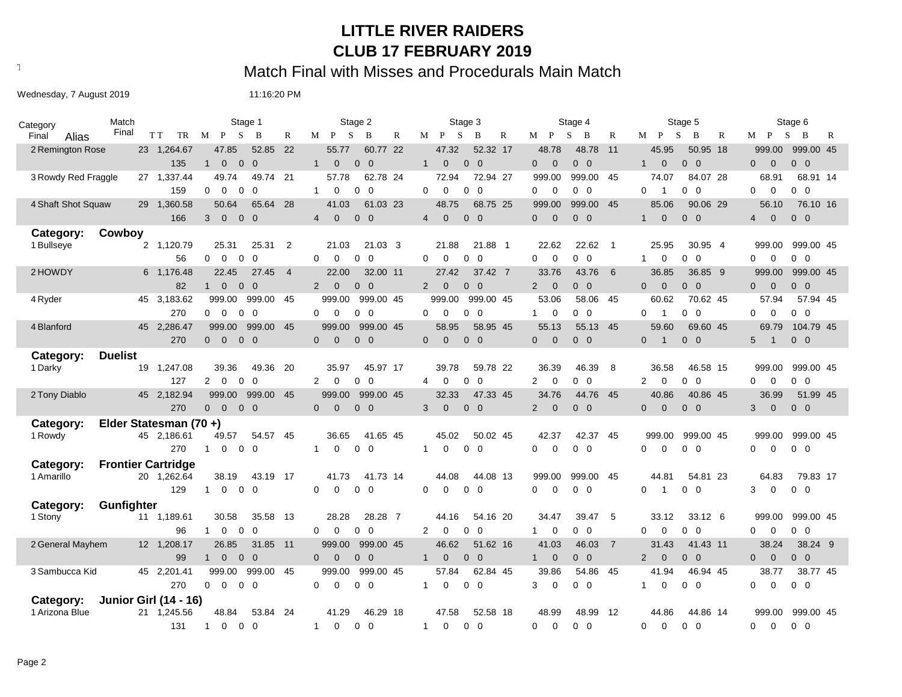# LITTLE RIVER RAIDERS

## CLUB 17 FEBRUARY 2019

### Match Final with Misses and Procedurals Main Match

Wednesday, 7 August 2019 11:16:20 PM

| Category Final | Alias | Match Final | TT / TR | Stage 1 T | Stage 1 B | Stage 1 R | Stage 2 T | Stage 2 B | Stage 2 R | Stage 3 T | Stage 3 B | Stage 3 R | Stage 4 T | Stage 4 B | Stage 4 R | Stage 5 T | Stage 5 B | Stage 5 R | Stage 6 T | Stage 6 B | Stage 6 R |
|---|---|---|---|---|---|---|---|---|---|---|---|---|---|---|---|---|---|---|---|---|---|
| | | | | M P S B | | | M P S B | | | M P S B | | | M P S B | | | M P S B | | | M P S B | | |
| 2 | Remington Rose | 23 | 1,264.67 | 47.85 | 52.85 | 22 | 55.77 | 60.77 | 22 | 47.32 | 52.32 | 17 | 48.78 | 48.78 | 11 | 45.95 | 50.95 | 18 | 999.00 | 999.00 | 45 |
| | | | 135 | 1 0 0 0 | | | 1 0 0 0 | | | 1 0 0 0 | | | 0 0 0 0 | | | 1 0 0 0 | | | 0 0 0 0 | | |
| 3 | Rowdy Red Fraggle | 27 | 1,337.44 | 49.74 | 49.74 | 21 | 57.78 | 62.78 | 24 | 72.94 | 72.94 | 27 | 999.00 | 999.00 | 45 | 74.07 | 84.07 | 28 | 68.91 | 68.91 | 14 |
| | | | 159 | 0 0 0 0 | | | 1 0 0 0 | | | 0 0 0 0 | | | 0 0 0 0 | | | 0 1 0 0 | | | 0 0 0 0 | | |
| 4 | Shaft Shot Squaw | 29 | 1,360.58 | 50.64 | 65.64 | 28 | 41.03 | 61.03 | 23 | 48.75 | 68.75 | 25 | 999.00 | 999.00 | 45 | 85.06 | 90.06 | 29 | 56.10 | 76.10 | 16 |
| | | | 166 | 3 0 0 0 | | | 4 0 0 0 | | | 4 0 0 0 | | | 0 0 0 0 | | | 1 0 0 0 | | | 4 0 0 0 | | |
| **Category:** | **Cowboy** | | | | | | | | | | | | | | | | | | | | |
| 1 | Bullseye | 2 | 1,120.79 | 25.31 | 25.31 | 2 | 21.03 | 21.03 | 3 | 21.88 | 21.88 | 1 | 22.62 | 22.62 | 1 | 25.95 | 30.95 | 4 | 999.00 | 999.00 | 45 |
| | | | 56 | 0 0 0 0 | | | 0 0 0 0 | | | 0 0 0 0 | | | 0 0 0 0 | | | 1 0 0 0 | | | 0 0 0 0 | | |
| 2 | HOWDY | 6 | 1,176.48 | 22.45 | 27.45 | 4 | 22.00 | 32.00 | 11 | 27.42 | 37.42 | 7 | 33.76 | 43.76 | 6 | 36.85 | 36.85 | 9 | 999.00 | 999.00 | 45 |
| | | | 82 | 1 0 0 0 | | | 2 0 0 0 | | | 2 0 0 0 | | | 2 0 0 0 | | | 0 0 0 0 | | | 0 0 0 0 | | |
| 4 | Ryder | 45 | 3,183.62 | 999.00 | 999.00 | 45 | 999.00 | 999.00 | 45 | 999.00 | 999.00 | 45 | 53.06 | 58.06 | 45 | 60.62 | 70.62 | 45 | 57.94 | 57.94 | 45 |
| | | | 270 | 0 0 0 0 | | | 0 0 0 0 | | | 0 0 0 0 | | | 1 0 0 0 | | | 0 1 0 0 | | | 0 0 0 0 | | |
| 4 | Blanford | 45 | 2,286.47 | 999.00 | 999.00 | 45 | 999.00 | 999.00 | 45 | 58.95 | 58.95 | 45 | 55.13 | 55.13 | 45 | 59.60 | 69.60 | 45 | 69.79 | 104.79 | 45 |
| | | | 270 | 0 0 0 0 | | | 0 0 0 0 | | | 0 0 0 0 | | | 0 0 0 0 | | | 0 1 0 0 | | | 5 1 0 0 | | |
| **Category:** | **Duelist** | | | | | | | | | | | | | | | | | | | | |
| 1 | Darky | 19 | 1,247.08 | 39.36 | 49.36 | 20 | 35.97 | 45.97 | 17 | 39.78 | 59.78 | 22 | 36.39 | 46.39 | 8 | 36.58 | 46.58 | 15 | 999.00 | 999.00 | 45 |
| | | | 127 | 2 0 0 0 | | | 2 0 0 0 | | | 4 0 0 0 | | | 2 0 0 0 | | | 2 0 0 0 | | | 0 0 0 0 | | |
| 2 | Tony Diablo | 45 | 2,182.94 | 999.00 | 999.00 | 45 | 999.00 | 999.00 | 45 | 32.33 | 47.33 | 45 | 34.76 | 44.76 | 45 | 40.86 | 40.86 | 45 | 36.99 | 51.99 | 45 |
| | | | 270 | 0 0 0 0 | | | 0 0 0 0 | | | 3 0 0 0 | | | 2 0 0 0 | | | 0 0 0 0 | | | 3 0 0 0 | | |
| **Category:** | **Elder Statesman (70 +)** | | | | | | | | | | | | | | | | | | | | |
| 1 | Rowdy | 45 | 2,186.61 | 49.57 | 54.57 | 45 | 36.65 | 41.65 | 45 | 45.02 | 50.02 | 45 | 42.37 | 42.37 | 45 | 999.00 | 999.00 | 45 | 999.00 | 999.00 | 45 |
| | | | 270 | 1 0 0 0 | | | 1 0 0 0 | | | 1 0 0 0 | | | 0 0 0 0 | | | 0 0 0 0 | | | 0 0 0 0 | | |
| **Category:** | **Frontier Cartridge** | | | | | | | | | | | | | | | | | | | | |
| 1 | Amarillo | 20 | 1,262.64 | 38.19 | 43.19 | 17 | 41.73 | 41.73 | 14 | 44.08 | 44.08 | 13 | 999.00 | 999.00 | 45 | 44.81 | 54.81 | 23 | 64.83 | 79.83 | 17 |
| | | | 129 | 1 0 0 0 | | | 0 0 0 0 | | | 0 0 0 0 | | | 0 0 0 0 | | | 0 1 0 0 | | | 3 0 0 0 | | |
| **Category:** | **Gunfighter** | | | | | | | | | | | | | | | | | | | | |
| 1 | Stony | 11 | 1,189.61 | 30.58 | 35.58 | 13 | 28.28 | 28.28 | 7 | 44.16 | 54.16 | 20 | 34.47 | 39.47 | 5 | 33.12 | 33.12 | 6 | 999.00 | 999.00 | 45 |
| | | | 96 | 1 0 0 0 | | | 0 0 0 0 | | | 2 0 0 0 | | | 1 0 0 0 | | | 0 0 0 0 | | | 0 0 0 0 | | |
| 2 | General Mayhem | 12 | 1,208.17 | 26.85 | 31.85 | 11 | 999.00 | 999.00 | 45 | 46.62 | 51.62 | 16 | 41.03 | 46.03 | 7 | 31.43 | 41.43 | 11 | 38.24 | 38.24 | 9 |
| | | | 99 | 1 0 0 0 | | | 0 0 0 0 | | | 1 0 0 0 | | | 1 0 0 0 | | | 2 0 0 0 | | | 0 0 0 0 | | |
| 3 | Sambucca Kid | 45 | 2,201.41 | 999.00 | 999.00 | 45 | 999.00 | 999.00 | 45 | 57.84 | 62.84 | 45 | 39.86 | 54.86 | 45 | 41.94 | 46.94 | 45 | 38.77 | 38.77 | 45 |
| | | | 270 | 0 0 0 0 | | | 0 0 0 0 | | | 1 0 0 0 | | | 3 0 0 0 | | | 1 0 0 0 | | | 0 0 0 0 | | |
| **Category:** | **Junior Girl (14 - 16)** | | | | | | | | | | | | | | | | | | | | |
| 1 | Arizona Blue | 21 | 1,245.56 | 48.84 | 53.84 | 24 | 41.29 | 46.29 | 18 | 47.58 | 52.58 | 18 | 48.99 | 48.99 | 12 | 44.86 | 44.86 | 14 | 999.00 | 999.00 | 45 |
| | | | 131 | 1 0 0 0 | | | 1 0 0 0 | | | 1 0 0 0 | | | 0 0 0 0 | | | 0 0 0 0 | | | 0 0 0 0 | | |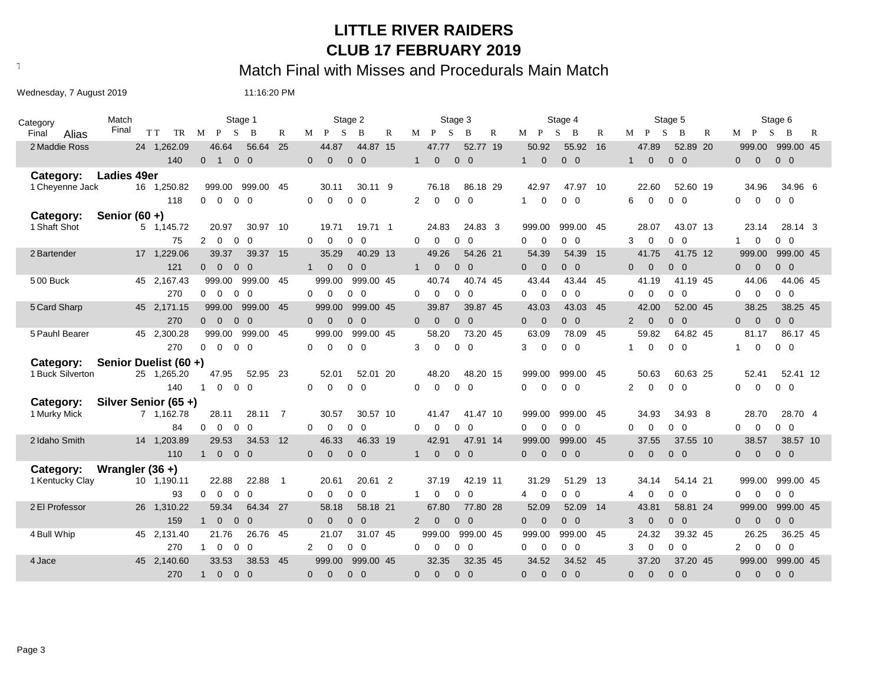# LITTLE RIVER RAIDERS

# CLUB 17 FEBRUARY 2019

## Match Final with Misses and Procedurals Main Match

Wednesday, 7 August 2019 11:16:20 PM

| Category Final | Alias | Match Final | TT | TR | Stage 1 M P S | Stage 1 B | Stage 1 R | Stage 2 M P S | Stage 2 B | Stage 2 R | Stage 3 M P S | Stage 3 B | Stage 3 R | Stage 4 M P S | Stage 4 B | Stage 4 R | Stage 5 M P S | Stage 5 B | Stage 5 R | Stage 6 M P S | Stage 6 B | Stage 6 R |
|---|---|---|---|---|---|---|---|---|---|---|---|---|---|---|---|---|---|---|---|---|---|---|
| 2 | Maddie Ross | 24 | 1,262.09 | 140 | 46.64 / 0 1 0 | 56.64 / 0 | 25 | 44.87 / 0 0 0 | 44.87 / 0 | 15 | 47.77 / 1 0 0 | 52.77 / 0 | 19 | 50.92 / 1 0 0 | 55.92 / 0 | 16 | 47.89 / 1 0 0 | 52.89 / 0 | 20 | 999.00 / 0 0 0 | 999.00 / 0 | 45 |
| **Category:** | **Ladies 49er** | | | | | | | | | | | | | | | | | | | | | |
| 1 | Cheyenne Jack | 16 | 1,250.82 | 118 | 999.00 / 0 0 0 | 999.00 / 0 | 45 | 30.11 / 0 0 0 | 30.11 / 0 | 9 | 76.18 / 2 0 0 | 86.18 / 0 | 29 | 42.97 / 1 0 0 | 47.97 / 0 | 10 | 22.60 / 6 0 0 | 52.60 / 0 | 19 | 34.96 / 0 0 0 | 34.96 / 0 | 6 |
| **Category:** | **Senior (60 +)** | | | | | | | | | | | | | | | | | | | | | |
| 1 | Shaft Shot | 5 | 1,145.72 | 75 | 20.97 / 2 0 0 | 30.97 / 0 | 10 | 19.71 / 0 0 0 | 19.71 / 0 | 1 | 24.83 / 0 0 0 | 24.83 / 0 | 3 | 999.00 / 0 0 0 | 999.00 / 0 | 45 | 28.07 / 3 0 0 | 43.07 / 0 | 13 | 23.14 / 1 0 0 | 28.14 / 0 | 3 |
| 2 | Bartender | 17 | 1,229.06 | 121 | 39.37 / 0 0 0 | 39.37 / 0 | 15 | 35.29 / 1 0 0 | 40.29 / 0 | 13 | 49.26 / 1 0 0 | 54.26 / 0 | 21 | 54.39 / 0 0 0 | 54.39 / 0 | 15 | 41.75 / 0 0 0 | 41.75 / 0 | 12 | 999.00 / 0 0 0 | 999.00 / 0 | 45 |
| 5 | 00 Buck | 45 | 2,167.43 | 270 | 999.00 / 0 0 0 | 999.00 / 0 | 45 | 999.00 / 0 0 0 | 999.00 / 0 | 45 | 40.74 / 0 0 0 | 40.74 / 0 | 45 | 43.44 / 0 0 0 | 43.44 / 0 | 45 | 41.19 / 0 0 0 | 41.19 / 0 | 45 | 44.06 / 0 0 0 | 44.06 / 0 | 45 |
| 5 | Card Sharp | 45 | 2,171.15 | 270 | 999.00 / 0 0 0 | 999.00 / 0 | 45 | 999.00 / 0 0 0 | 999.00 / 0 | 45 | 39.87 / 0 0 0 | 39.87 / 0 | 45 | 43.03 / 0 0 0 | 43.03 / 0 | 45 | 42.00 / 2 0 0 | 52.00 / 0 | 45 | 38.25 / 0 0 0 | 38.25 / 0 | 45 |
| 5 | Pauhl Bearer | 45 | 2,300.28 | 270 | 999.00 / 0 0 0 | 999.00 / 0 | 45 | 999.00 / 0 0 0 | 999.00 / 0 | 45 | 58.20 / 3 0 0 | 73.20 / 0 | 45 | 63.09 / 3 0 0 | 78.09 / 0 | 45 | 59.82 / 1 0 0 | 64.82 / 0 | 45 | 81.17 / 1 0 0 | 86.17 / 0 | 45 |
| **Category:** | **Senior Duelist (60 +)** | | | | | | | | | | | | | | | | | | | | | |
| 1 | Buck Silverton | 25 | 1,265.20 | 140 | 47.95 / 1 0 0 | 52.95 / 0 | 23 | 52.01 / 0 0 0 | 52.01 / 0 | 20 | 48.20 / 0 0 0 | 48.20 / 0 | 15 | 999.00 / 0 0 0 | 999.00 / 0 | 45 | 50.63 / 2 0 0 | 60.63 / 0 | 25 | 52.41 / 0 0 0 | 52.41 / 0 | 12 |
| **Category:** | **Silver Senior (65 +)** | | | | | | | | | | | | | | | | | | | | | |
| 1 | Murky Mick | 7 | 1,162.78 | 84 | 28.11 / 0 0 0 | 28.11 / 0 | 7 | 30.57 / 0 0 0 | 30.57 / 0 | 10 | 41.47 / 0 0 0 | 41.47 / 0 | 10 | 999.00 / 0 0 0 | 999.00 / 0 | 45 | 34.93 / 0 0 0 | 34.93 / 0 | 8 | 28.70 / 0 0 0 | 28.70 / 0 | 4 |
| 2 | Idaho Smith | 14 | 1,203.89 | 110 | 29.53 / 1 0 0 | 34.53 / 0 | 12 | 46.33 / 0 0 0 | 46.33 / 0 | 19 | 42.91 / 1 0 0 | 47.91 / 0 | 14 | 999.00 / 0 0 0 | 999.00 / 0 | 45 | 37.55 / 0 0 0 | 37.55 / 0 | 10 | 38.57 / 0 0 0 | 38.57 / 0 | 10 |
| **Category:** | **Wrangler (36 +)** | | | | | | | | | | | | | | | | | | | | | |
| 1 | Kentucky Clay | 10 | 1,190.11 | 93 | 22.88 / 0 0 0 | 22.88 / 0 | 1 | 20.61 / 0 0 0 | 20.61 / 0 | 2 | 37.19 / 1 0 0 | 42.19 / 0 | 11 | 31.29 / 4 0 0 | 51.29 / 0 | 13 | 34.14 / 4 0 0 | 54.14 / 0 | 21 | 999.00 / 0 0 0 | 999.00 / 0 | 45 |
| 2 | El Professor | 26 | 1,310.22 | 159 | 59.34 / 1 0 0 | 64.34 / 0 | 27 | 58.18 / 0 0 0 | 58.18 / 0 | 21 | 67.80 / 2 0 0 | 77.80 / 0 | 28 | 52.09 / 0 0 0 | 52.09 / 0 | 14 | 43.81 / 3 0 0 | 58.81 / 0 | 24 | 999.00 / 0 0 0 | 999.00 / 0 | 45 |
| 4 | Bull Whip | 45 | 2,131.40 | 270 | 21.76 / 1 0 0 | 26.76 / 0 | 45 | 21.07 / 2 0 0 | 31.07 / 0 | 45 | 999.00 / 0 0 0 | 999.00 / 0 | 45 | 999.00 / 0 0 0 | 999.00 / 0 | 45 | 24.32 / 3 0 0 | 39.32 / 0 | 45 | 26.25 / 2 0 0 | 36.25 / 0 | 45 |
| 4 | Jace | 45 | 2,140.60 | 270 | 33.53 / 1 0 0 | 38.53 / 0 | 45 | 999.00 / 0 0 0 | 999.00 / 0 | 45 | 32.35 / 0 0 0 | 32.35 / 0 | 45 | 34.52 / 0 0 0 | 34.52 / 0 | 45 | 37.20 / 0 0 0 | 37.20 / 0 | 45 | 999.00 / 0 0 0 | 999.00 / 0 | 45 |